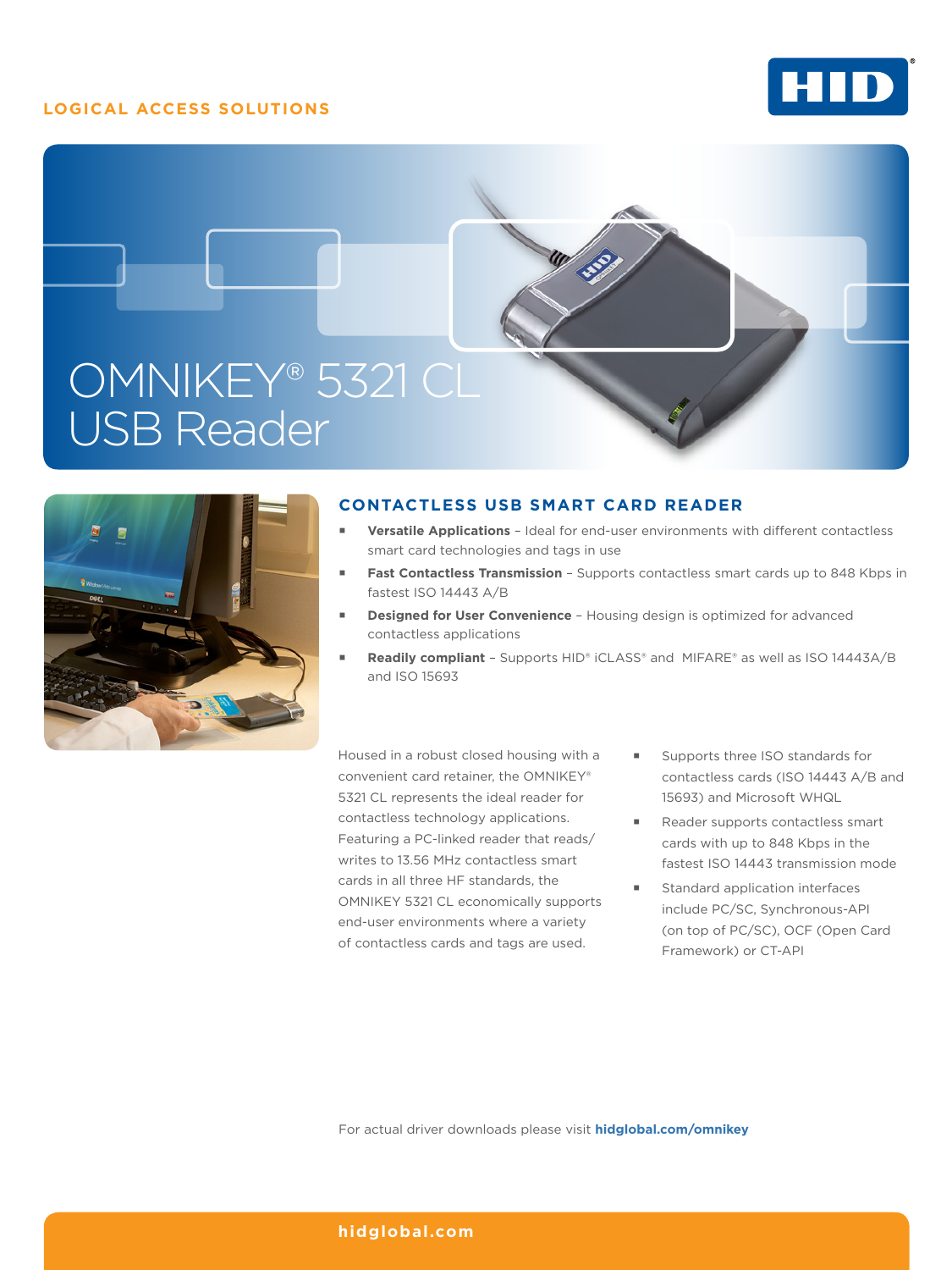LOGICAL ACCESS SOLUTIONS

# OMNIKEY® 5321 CL USB Reader

## CONTACTLESS USB SMART CARD READER

- **Versatile Applications** – Ideal for end-user environments with different contactless smart card technologies and tags in use
- **Fast Contactless Transmission** – Supports contactless smart cards up to 848 Kbps in fastest ISO 14443 A/B
- **Designed for User Convenience** – Housing design is optimized for advanced contactless applications
- **Readily compliant** – Supports HID® iCLASS® and MIFARE® as well as ISO 14443A/B and ISO 15693

Housed in a robust closed housing with a convenient card retainer, the OMNIKEY® 5321 CL represents the ideal reader for contactless technology applications. Featuring a PC-linked reader that reads/writes to 13.56 MHz contactless smart cards in all three HF standards, the OMNIKEY 5321 CL economically supports end-user environments where a variety of contactless cards and tags are used.

- Supports three ISO standards for contactless cards (ISO 14443 A/B and 15693) and Microsoft WHQL
- Reader supports contactless smart cards with up to 848 Kbps in the fastest ISO 14443 transmission mode
- Standard application interfaces include PC/SC, Synchronous-API (on top of PC/SC), OCF (Open Card Framework) or CT-API

For actual driver downloads please visit **hidglobal.com/omnikey**

**hidglobal.com**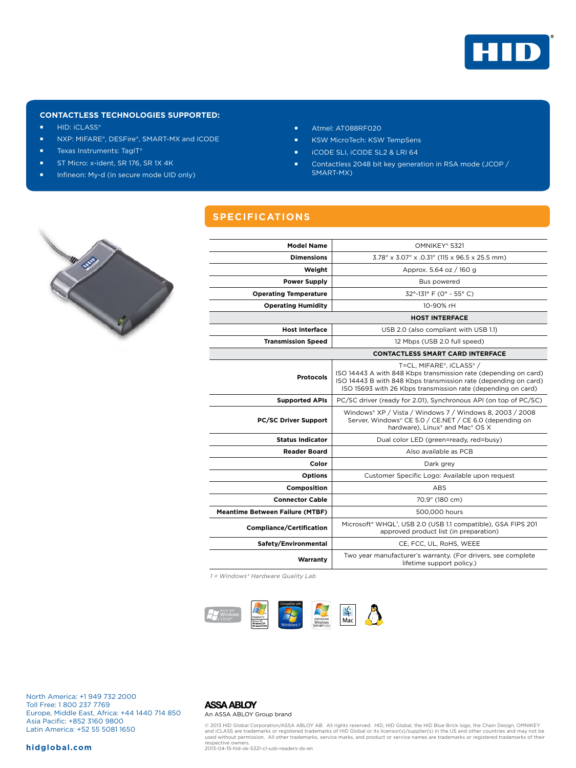## CONTACTLESS TECHNOLOGIES SUPPORTED:

- HID: iCLASS®
- NXP: MIFARE®, DESFire®, SMART-MX and ICODE
- Texas Instruments: TagIT®
- ST Micro: x-ident, SR 176, SR 1X 4K
- Infineon: My-d (in secure mode UID only)
- Atmel: AT088RF020
- KSW MicroTech: KSW TempSens
- iCODE SLI, iCODE SL2 & LRI 64
- Contactless 2048 bit key generation in RSA mode (JCOP / SMART-MX)

## SPECIFICATIONS

| | |
|---|---|
| **Model Name** | OMNIKEY® 5321 |
| **Dimensions** | 3.78" x 3.07" x .0.31" (115 x 96.5 x 25.5 mm) |
| **Weight** | Approx. 5.64 oz / 160 g |
| **Power Supply** | Bus powered |
| **Operating Temperature** | 32°-131° F (0° - 55° C) |
| **Operating Humidity** | 10-90% rH |
| | **HOST INTERFACE** |
| **Host Interface** | USB 2.0 (also compliant with USB 1.1) |
| **Transmission Speed** | 12 Mbps (USB 2.0 full speed) |
| | **CONTACTLESS SMART CARD INTERFACE** |
| **Protocols** | T=CL, MIFARE®, iCLASS® / ISO 14443 A with 848 Kbps transmission rate (depending on card) ISO 14443 B with 848 Kbps transmission rate (depending on card) ISO 15693 with 26 Kbps transmission rate (depending on card) |
| **Supported APIs** | PC/SC driver (ready for 2.01), Synchronous API (on top of PC/SC) |
| **PC/SC Driver Support** | Windows® XP / Vista / Windows 7 / Windows 8, 2003 / 2008 Server, Windows® CE 5.0 / CE.NET / CE 6.0 (depending on hardware), Linux® and Mac® OS X |
| **Status Indicator** | Dual color LED (green=ready, red=busy) |
| **Reader Board** | Also available as PCB |
| **Color** | Dark grey |
| **Options** | Customer Specific Logo: Available upon request |
| **Composition** | ABS |
| **Connector Cable** | 70.9" (180 cm) |
| **Meantime Between Failure (MTBF)** | 500,000 hours |
| **Compliance/Certification** | Microsoft® WHQL[1], USB 2.0 (USB 1.1 compatible), GSA FIPS 201 approved product list (in preparation) |
| **Safety/Environmental** | CE, FCC, UL, RoHS, WEEE |
| **Warranty** | Two year manufacturer's warranty. (For drivers, see complete lifetime support policy.) |

*1 = Windows® Hardware Quality Lab*

North America: +1 949 732 2000
Toll Free: 1 800 237 7769
Europe, Middle East, Africa: +44 1440 714 850
Asia Pacific: +852 3160 9800
Latin America: +52 55 5081 1650

**hidglobal.com**

ASSA ABLOY
An ASSA ABLOY Group brand

© 2013 HID Global Corporation/ASSA ABLOY AB. All rights reserved. HID, HID Global, the HID Blue Brick logo, the Chain Design, OMNIKEY and iCLASS are trademarks or registered trademarks of HID Global or its licensor(s)/supplier(s) in the US and other countries and may not be used without permission. All other trademarks, service marks, and product or service names are trademarks or registered trademarks of their respective owners.
2013-04-15-hid-ok-5321-cl-usb-readers-ds-en